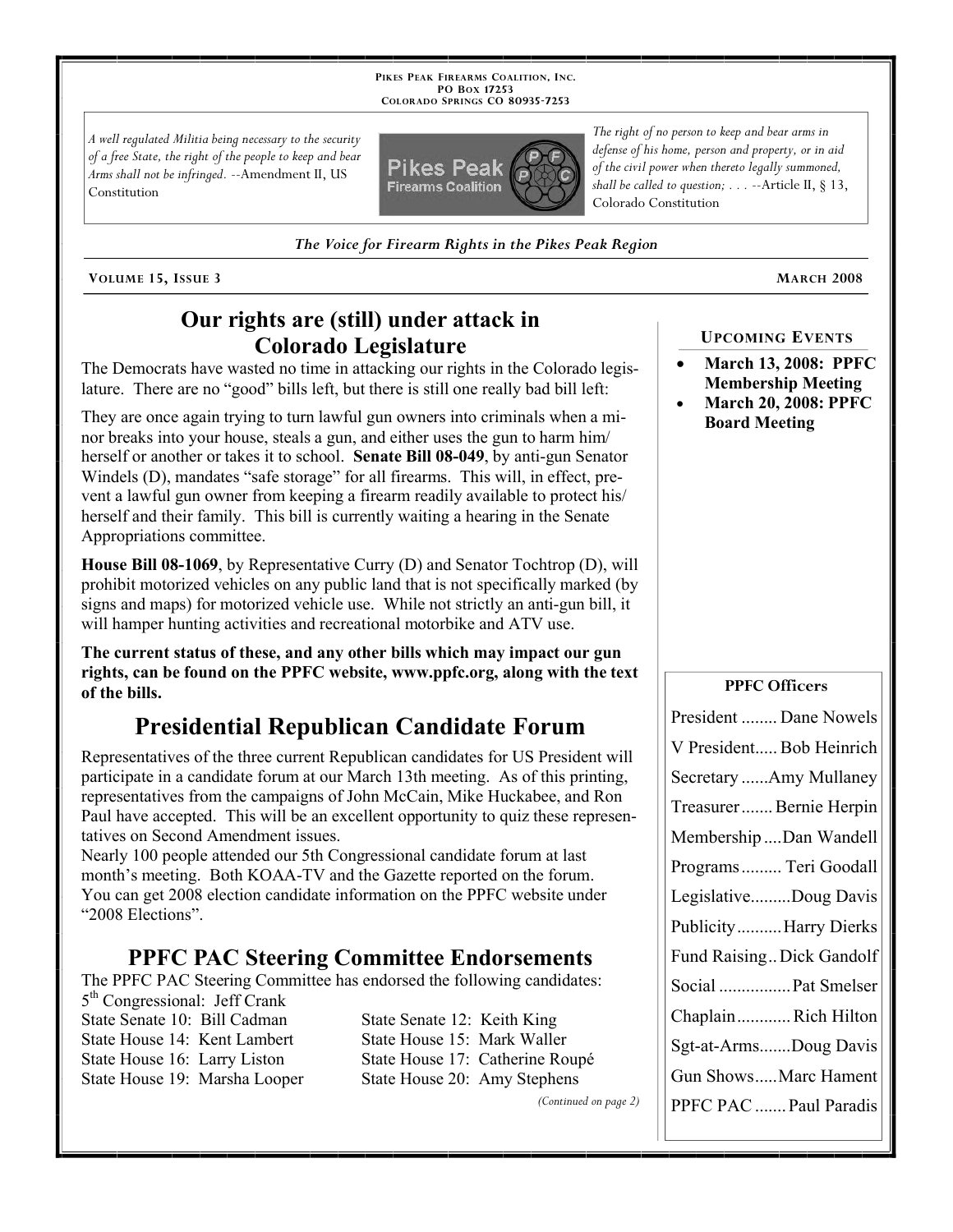**PIKES PEAK FIREARMS COALITION, INC.**
**PO BOX 17253**
**COLORADO SPRINGS CO 80935-7253**

*A well regulated Militia being necessary to the security of a free State, the right of the people to keep and bear Arms shall not be infringed.* --Amendment II, US Constitution

*The right of no person to keep and bear arms in defense of his home, person and property, or in aid of the civil power when thereto legally summoned, shall be called to question; . . .* --Article II, § 13, Colorado Constitution

***The Voice for Firearm Rights in the Pikes Peak Region***

**VOLUME 15, ISSUE 3** **MARCH 2008**

## Our rights are (still) under attack in Colorado Legislature

The Democrats have wasted no time in attacking our rights in the Colorado legislature. There are no "good" bills left, but there is still one really bad bill left:

They are once again trying to turn lawful gun owners into criminals when a minor breaks into your house, steals a gun, and either uses the gun to harm him/herself or another or takes it to school. **Senate Bill 08-049**, by anti-gun Senator Windels (D), mandates "safe storage" for all firearms. This will, in effect, prevent a lawful gun owner from keeping a firearm readily available to protect his/herself and their family. This bill is currently waiting a hearing in the Senate Appropriations committee.

**House Bill 08-1069**, by Representative Curry (D) and Senator Tochtrop (D), will prohibit motorized vehicles on any public land that is not specifically marked (by signs and maps) for motorized vehicle use. While not strictly an anti-gun bill, it will hamper hunting activities and recreational motorbike and ATV use.

**The current status of these, and any other bills which may impact our gun rights, can be found on the PPFC website, www.ppfc.org, along with the text of the bills.**

## Presidential Republican Candidate Forum

Representatives of the three current Republican candidates for US President will participate in a candidate forum at our March 13th meeting. As of this printing, representatives from the campaigns of John McCain, Mike Huckabee, and Ron Paul have accepted. This will be an excellent opportunity to quiz these representatives on Second Amendment issues.

Nearly 100 people attended our 5th Congressional candidate forum at last month's meeting. Both KOAA-TV and the Gazette reported on the forum. You can get 2008 election candidate information on the PPFC website under "2008 Elections".

## PPFC PAC Steering Committee Endorsements

The PPFC PAC Steering Committee has endorsed the following candidates:

5th Congressional: Jeff Crank

| | |
|---|---|
| State Senate 10: Bill Cadman | State Senate 12: Keith King |
| State House 14: Kent Lambert | State House 15: Mark Waller |
| State House 16: Larry Liston | State House 17: Catherine Roupé |
| State House 19: Marsha Looper | State House 20: Amy Stephens |

*(Continued on page 2)*

### UPCOMING EVENTS

- **March 13, 2008: PPFC Membership Meeting**
- **March 20, 2008: PPFC Board Meeting**

### PPFC Officers

President ........ Dane Nowels
V President..... Bob Heinrich
Secretary ......Amy Mullaney
Treasurer ....... Bernie Herpin
Membership ....Dan Wandell
Programs ......... Teri Goodall
Legislative.........Doug Davis
Publicity..........Harry Dierks
Fund Raising.. Dick Gandolf
Social ................Pat Smelser
Chaplain............ Rich Hilton
Sgt-at-Arms.......Doug Davis
Gun Shows.....Marc Hament
PPFC PAC ....... Paul Paradis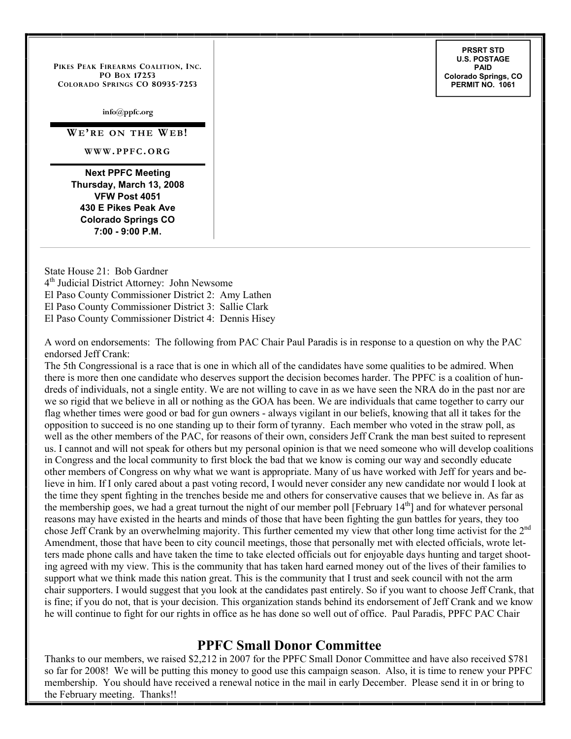PIKES PEAK FIREARMS COALITION, INC.
PO BOX 17253
COLORADO SPRINGS CO 80935-7253

info@ppfc.org

**WE'RE ON THE WEB!**

**WWW.PPFC.ORG**

**Next PPFC Meeting**
**Thursday, March 13, 2008**
**VFW Post 4051**
**430 E Pikes Peak Ave**
**Colorado Springs CO**
**7:00 - 9:00 P.M.**

**PRSRT STD**
**U.S. POSTAGE**
**PAID**
**Colorado Springs, CO**
**PERMIT NO. 1061**

State House 21: Bob Gardner
4th Judicial District Attorney: John Newsome
El Paso County Commissioner District 2: Amy Lathen
El Paso County Commissioner District 3: Sallie Clark
El Paso County Commissioner District 4: Dennis Hisey

A word on endorsements: The following from PAC Chair Paul Paradis is in response to a question on why the PAC endorsed Jeff Crank:

The 5th Congressional is a race that is one in which all of the candidates have some qualities to be admired. When there is more then one candidate who deserves support the decision becomes harder. The PPFC is a coalition of hundreds of individuals, not a single entity. We are not willing to cave in as we have seen the NRA do in the past nor are we so rigid that we believe in all or nothing as the GOA has been. We are individuals that came together to carry our flag whether times were good or bad for gun owners - always vigilant in our beliefs, knowing that all it takes for the opposition to succeed is no one standing up to their form of tyranny. Each member who voted in the straw poll, as well as the other members of the PAC, for reasons of their own, considers Jeff Crank the man best suited to represent us. I cannot and will not speak for others but my personal opinion is that we need someone who will develop coalitions in Congress and the local community to first block the bad that we know is coming our way and secondly educate other members of Congress on why what we want is appropriate. Many of us have worked with Jeff for years and believe in him. If I only cared about a past voting record, I would never consider any new candidate nor would I look at the time they spent fighting in the trenches beside me and others for conservative causes that we believe in. As far as the membership goes, we had a great turnout the night of our member poll [February 14th] and for whatever personal reasons may have existed in the hearts and minds of those that have been fighting the gun battles for years, they too chose Jeff Crank by an overwhelming majority. This further cemented my view that other long time activist for the 2nd Amendment, those that have been to city council meetings, those that personally met with elected officials, wrote letters made phone calls and have taken the time to take elected officials out for enjoyable days hunting and target shooting agreed with my view. This is the community that has taken hard earned money out of the lives of their families to support what we think made this nation great. This is the community that I trust and seek council with not the arm chair supporters. I would suggest that you look at the candidates past entirely. So if you want to choose Jeff Crank, that is fine; if you do not, that is your decision. This organization stands behind its endorsement of Jeff Crank and we know he will continue to fight for our rights in office as he has done so well out of office. Paul Paradis, PPFC PAC Chair

## PPFC Small Donor Committee

Thanks to our members, we raised $2,212 in 2007 for the PPFC Small Donor Committee and have also received $781 so far for 2008! We will be putting this money to good use this campaign season. Also, it is time to renew your PPFC membership. You should have received a renewal notice in the mail in early December. Please send it in or bring to the February meeting. Thanks!!